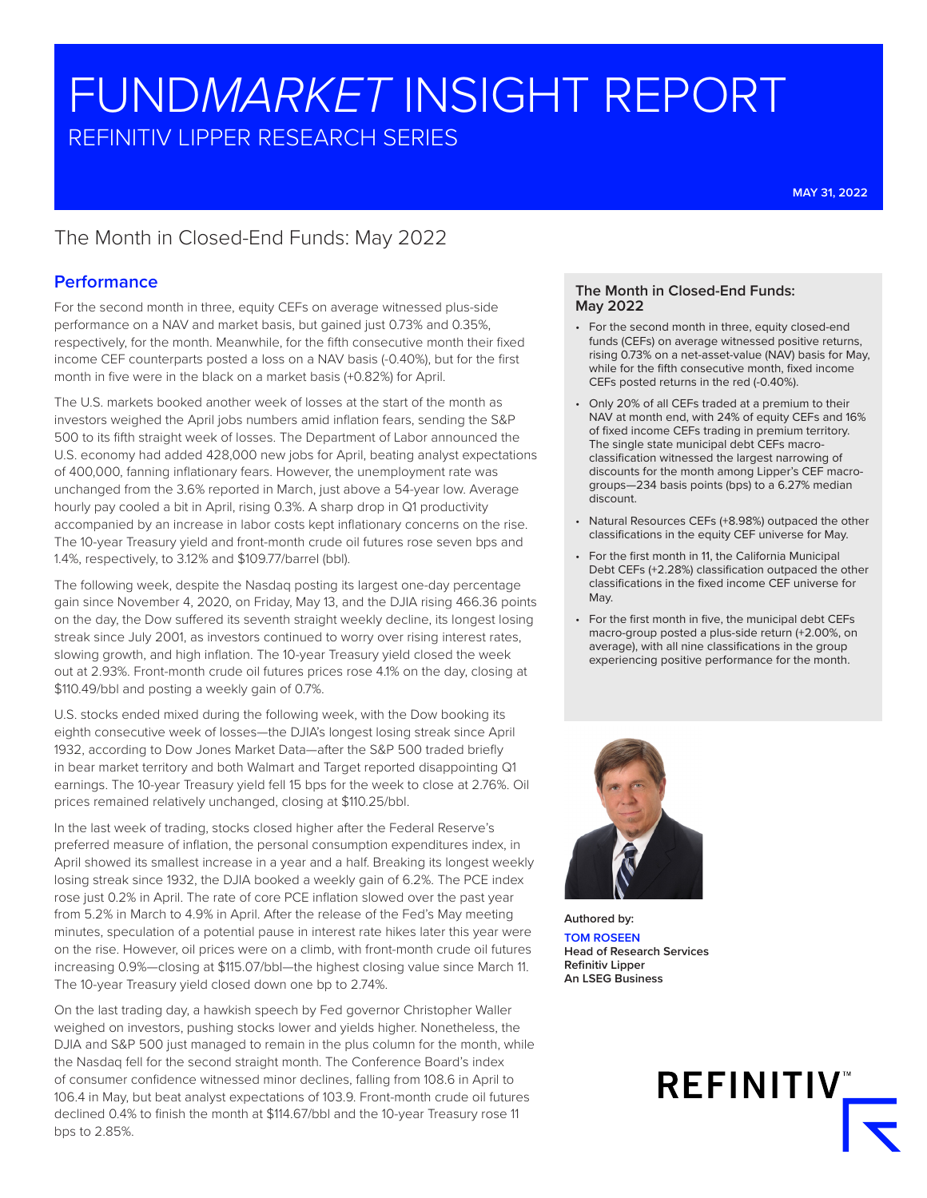# FUND*MARKET* INSIGHT REPORT

REFINITIV LIPPER RESEARCH SERIES

MAY 31, 2022

## The Month in Closed-End Funds: May 2022

### Performance

For the second month in three, equity CEFs on average witnessed plus-side performance on a NAV and market basis, but gained just 0.73% and 0.35%, respectively, for the month. Meanwhile, for the fifth consecutive month their fixed income CEF counterparts posted a loss on a NAV basis (-0.40%), but for the first month in five were in the black on a market basis (+0.82%) for April.

The U.S. markets booked another week of losses at the start of the month as investors weighed the April jobs numbers amid inflation fears, sending the S&P 500 to its fifth straight week of losses. The Department of Labor announced the U.S. economy had added 428,000 new jobs for April, beating analyst expectations of 400,000, fanning inflationary fears. However, the unemployment rate was unchanged from the 3.6% reported in March, just above a 54-year low. Average hourly pay cooled a bit in April, rising 0.3%. A sharp drop in Q1 productivity accompanied by an increase in labor costs kept inflationary concerns on the rise. The 10-year Treasury yield and front-month crude oil futures rose seven bps and 1.4%, respectively, to 3.12% and $109.77/barrel (bbl).

The following week, despite the Nasdaq posting its largest one-day percentage gain since November 4, 2020, on Friday, May 13, and the DJIA rising 466.36 points on the day, the Dow suffered its seventh straight weekly decline, its longest losing streak since July 2001, as investors continued to worry over rising interest rates, slowing growth, and high inflation. The 10-year Treasury yield closed the week out at 2.93%. Front-month crude oil futures prices rose 4.1% on the day, closing at $110.49/bbl and posting a weekly gain of 0.7%.

U.S. stocks ended mixed during the following week, with the Dow booking its eighth consecutive week of losses—the DJIA's longest losing streak since April 1932, according to Dow Jones Market Data—after the S&P 500 traded briefly in bear market territory and both Walmart and Target reported disappointing Q1 earnings. The 10-year Treasury yield fell 15 bps for the week to close at 2.76%. Oil prices remained relatively unchanged, closing at $110.25/bbl.

In the last week of trading, stocks closed higher after the Federal Reserve's preferred measure of inflation, the personal consumption expenditures index, in April showed its smallest increase in a year and a half. Breaking its longest weekly losing streak since 1932, the DJIA booked a weekly gain of 6.2%. The PCE index rose just 0.2% in April. The rate of core PCE inflation slowed over the past year from 5.2% in March to 4.9% in April. After the release of the Fed's May meeting minutes, speculation of a potential pause in interest rate hikes later this year were on the rise. However, oil prices were on a climb, with front-month crude oil futures increasing 0.9%—closing at $115.07/bbl—the highest closing value since March 11. The 10-year Treasury yield closed down one bp to 2.74%.

On the last trading day, a hawkish speech by Fed governor Christopher Waller weighed on investors, pushing stocks lower and yields higher. Nonetheless, the DJIA and S&P 500 just managed to remain in the plus column for the month, while the Nasdaq fell for the second straight month. The Conference Board's index of consumer confidence witnessed minor declines, falling from 108.6 in April to 106.4 in May, but beat analyst expectations of 103.9. Front-month crude oil futures declined 0.4% to finish the month at $114.67/bbl and the 10-year Treasury rose 11 bps to 2.85%.

### The Month in Closed-End Funds: May 2022

- For the second month in three, equity closed-end funds (CEFs) on average witnessed positive returns, rising 0.73% on a net-asset-value (NAV) basis for May, while for the fifth consecutive month, fixed income CEFs posted returns in the red (-0.40%).
- Only 20% of all CEFs traded at a premium to their NAV at month end, with 24% of equity CEFs and 16% of fixed income CEFs trading in premium territory. The single state municipal debt CEFs macro-classification witnessed the largest narrowing of discounts for the month among Lipper's CEF macro-groups—234 basis points (bps) to a 6.27% median discount.
- Natural Resources CEFs (+8.98%) outpaced the other classifications in the equity CEF universe for May.
- For the first month in 11, the California Municipal Debt CEFs (+2.28%) classification outpaced the other classifications in the fixed income CEF universe for May.
- For the first month in five, the municipal debt CEFs macro-group posted a plus-side return (+2.00%, on average), with all nine classifications in the group experiencing positive performance for the month.

Authored by:

**TOM ROSEEN**
**Head of Research Services**
**Refinitiv Lipper**
**An LSEG Business**

REFINITIV™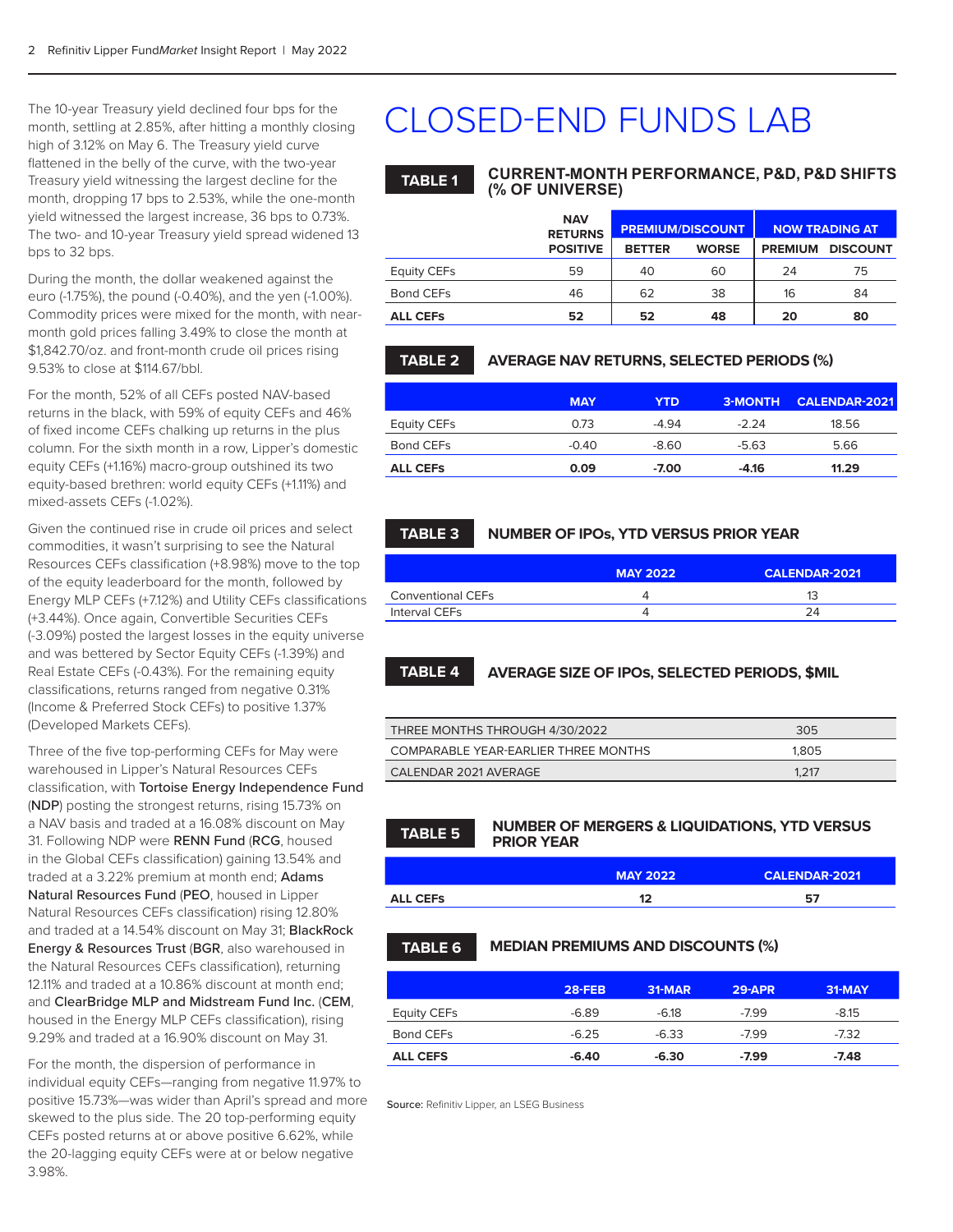The 10-year Treasury yield declined four bps for the month, settling at 2.85%, after hitting a monthly closing high of 3.12% on May 6. The Treasury yield curve flattened in the belly of the curve, with the two-year Treasury yield witnessing the largest decline for the month, dropping 17 bps to 2.53%, while the one-month yield witnessed the largest increase, 36 bps to 0.73%. The two- and 10-year Treasury yield spread widened 13 bps to 32 bps.

During the month, the dollar weakened against the euro (-1.75%), the pound (-0.40%), and the yen (-1.00%). Commodity prices were mixed for the month, with near-month gold prices falling 3.49% to close the month at $1,842.70/oz. and front-month crude oil prices rising 9.53% to close at $114.67/bbl.

For the month, 52% of all CEFs posted NAV-based returns in the black, with 59% of equity CEFs and 46% of fixed income CEFs chalking up returns in the plus column. For the sixth month in a row, Lipper's domestic equity CEFs (+1.16%) macro-group outshined its two equity-based brethren: world equity CEFs (+1.11%) and mixed-assets CEFs (-1.02%).

Given the continued rise in crude oil prices and select commodities, it wasn't surprising to see the Natural Resources CEFs classification (+8.98%) move to the top of the equity leaderboard for the month, followed by Energy MLP CEFs (+7.12%) and Utility CEFs classifications (+3.44%). Once again, Convertible Securities CEFs (-3.09%) posted the largest losses in the equity universe and was bettered by Sector Equity CEFs (-1.39%) and Real Estate CEFs (-0.43%). For the remaining equity classifications, returns ranged from negative 0.31% (Income & Preferred Stock CEFs) to positive 1.37% (Developed Markets CEFs).

Three of the five top-performing CEFs for May were warehoused in Lipper's Natural Resources CEFs classification, with Tortoise Energy Independence Fund (NDP) posting the strongest returns, rising 15.73% on a NAV basis and traded at a 16.08% discount on May 31. Following NDP were RENN Fund (RCG, housed in the Global CEFs classification) gaining 13.54% and traded at a 3.22% premium at month end; Adams Natural Resources Fund (PEO, housed in Lipper Natural Resources CEFs classification) rising 12.80% and traded at a 14.54% discount on May 31; BlackRock Energy & Resources Trust (BGR, also warehoused in the Natural Resources CEFs classification), returning 12.11% and traded at a 10.86% discount at month end; and ClearBridge MLP and Midstream Fund Inc. (CEM, housed in the Energy MLP CEFs classification), rising 9.29% and traded at a 16.90% discount on May 31.

For the month, the dispersion of performance in individual equity CEFs—ranging from negative 11.97% to positive 15.73%—was wider than April's spread and more skewed to the plus side. The 20 top-performing equity CEFs posted returns at or above positive 6.62%, while the 20-lagging equity CEFs were at or below negative 3.98%.

# CLOSED-END FUNDS LAB

**TABLE 1** CURRENT-MONTH PERFORMANCE, P&D, P&D SHIFTS (% OF UNIVERSE)

| | NAV RETURNS | PREMIUM/DISCOUNT | | NOW TRADING AT | |
|---|---|---|---|---|---|
| | POSITIVE | BETTER | WORSE | PREMIUM | DISCOUNT |
| Equity CEFs | 59 | 40 | 60 | 24 | 75 |
| Bond CEFs | 46 | 62 | 38 | 16 | 84 |
| **ALL CEFs** | **52** | **52** | **48** | **20** | **80** |

**TABLE 2** AVERAGE NAV RETURNS, SELECTED PERIODS (%)

| | MAY | YTD | 3-MONTH | CALENDAR-2021 |
|---|---|---|---|---|
| Equity CEFs | 0.73 | -4.94 | -2.24 | 18.56 |
| Bond CEFs | -0.40 | -8.60 | -5.63 | 5.66 |
| **ALL CEFs** | **0.09** | **-7.00** | **-4.16** | **11.29** |

**TABLE 3** NUMBER OF IPOs, YTD VERSUS PRIOR YEAR

| | MAY 2022 | CALENDAR-2021 |
|---|---|---|
| Conventional CEFs | 4 | 13 |
| Interval CEFs | 4 | 24 |

**TABLE 4** AVERAGE SIZE OF IPOs, SELECTED PERIODS, $MIL

| | |
|---|---|
| THREE MONTHS THROUGH 4/30/2022 | 305 |
| COMPARABLE YEAR-EARLIER THREE MONTHS | 1,805 |
| CALENDAR 2021 AVERAGE | 1,217 |

**TABLE 5** NUMBER OF MERGERS & LIQUIDATIONS, YTD VERSUS PRIOR YEAR

| | MAY 2022 | CALENDAR-2021 |
|---|---|---|
| **ALL CEFs** | **12** | **57** |

**TABLE 6** MEDIAN PREMIUMS AND DISCOUNTS (%)

| | 28-FEB | 31-MAR | 29-APR | 31-MAY |
|---|---|---|---|---|
| Equity CEFs | -6.89 | -6.18 | -7.99 | -8.15 |
| Bond CEFs | -6.25 | -6.33 | -7.99 | -7.32 |
| **ALL CEFS** | **-6.40** | **-6.30** | **-7.99** | **-7.48** |

**Source:** Refinitiv Lipper, an LSEG Business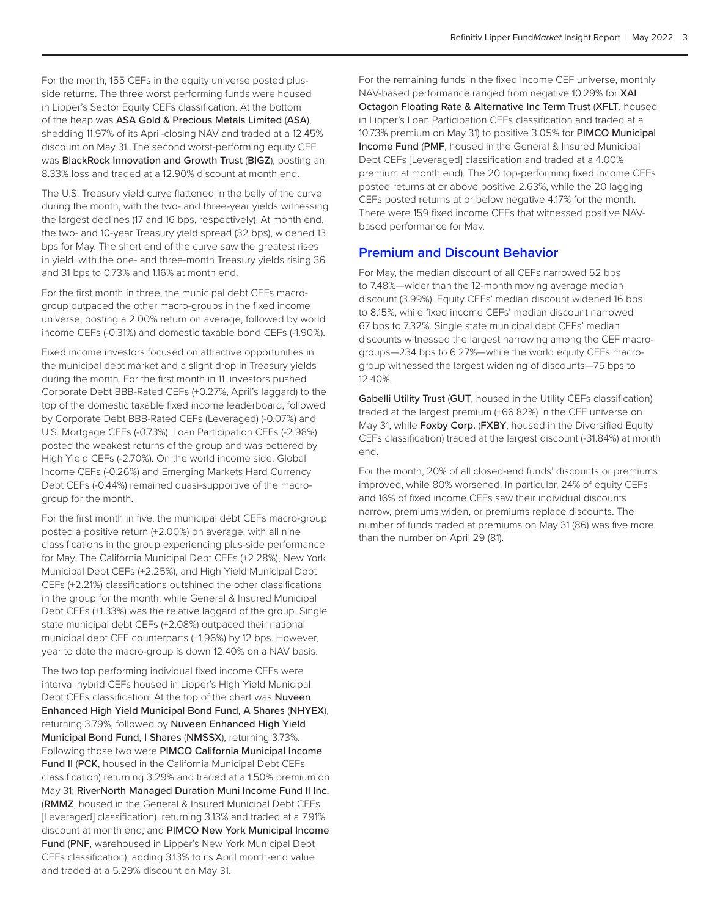For the month, 155 CEFs in the equity universe posted plus-side returns. The three worst performing funds were housed in Lipper's Sector Equity CEFs classification. At the bottom of the heap was ASA Gold & Precious Metals Limited (ASA), shedding 11.97% of its April-closing NAV and traded at a 12.45% discount on May 31. The second worst-performing equity CEF was BlackRock Innovation and Growth Trust (BIGZ), posting an 8.33% loss and traded at a 12.90% discount at month end.

The U.S. Treasury yield curve flattened in the belly of the curve during the month, with the two- and three-year yields witnessing the largest declines (17 and 16 bps, respectively). At month end, the two- and 10-year Treasury yield spread (32 bps), widened 13 bps for May. The short end of the curve saw the greatest rises in yield, with the one- and three-month Treasury yields rising 36 and 31 bps to 0.73% and 1.16% at month end.

For the first month in three, the municipal debt CEFs macro-group outpaced the other macro-groups in the fixed income universe, posting a 2.00% return on average, followed by world income CEFs (-0.31%) and domestic taxable bond CEFs (-1.90%).

Fixed income investors focused on attractive opportunities in the municipal debt market and a slight drop in Treasury yields during the month. For the first month in 11, investors pushed Corporate Debt BBB-Rated CEFs (+0.27%, April's laggard) to the top of the domestic taxable fixed income leaderboard, followed by Corporate Debt BBB-Rated CEFs (Leveraged) (-0.07%) and U.S. Mortgage CEFs (-0.73%). Loan Participation CEFs (-2.98%) posted the weakest returns of the group and was bettered by High Yield CEFs (-2.70%). On the world income side, Global Income CEFs (-0.26%) and Emerging Markets Hard Currency Debt CEFs (-0.44%) remained quasi-supportive of the macro-group for the month.

For the first month in five, the municipal debt CEFs macro-group posted a positive return (+2.00%) on average, with all nine classifications in the group experiencing plus-side performance for May. The California Municipal Debt CEFs (+2.28%), New York Municipal Debt CEFs (+2.25%), and High Yield Municipal Debt CEFs (+2.21%) classifications outshined the other classifications in the group for the month, while General & Insured Municipal Debt CEFs (+1.33%) was the relative laggard of the group. Single state municipal debt CEFs (+2.08%) outpaced their national municipal debt CEF counterparts (+1.96%) by 12 bps. However, year to date the macro-group is down 12.40% on a NAV basis.

The two top performing individual fixed income CEFs were interval hybrid CEFs housed in Lipper's High Yield Municipal Debt CEFs classification. At the top of the chart was Nuveen Enhanced High Yield Municipal Bond Fund, A Shares (NHYEX), returning 3.79%, followed by Nuveen Enhanced High Yield Municipal Bond Fund, I Shares (NMSSX), returning 3.73%. Following those two were PIMCO California Municipal Income Fund II (PCK, housed in the California Municipal Debt CEFs classification) returning 3.29% and traded at a 1.50% premium on May 31; RiverNorth Managed Duration Muni Income Fund II Inc. (RMMZ, housed in the General & Insured Municipal Debt CEFs [Leveraged] classification), returning 3.13% and traded at a 7.91% discount at month end; and PIMCO New York Municipal Income Fund (PNF, warehoused in Lipper's New York Municipal Debt CEFs classification), adding 3.13% to its April month-end value and traded at a 5.29% discount on May 31.

For the remaining funds in the fixed income CEF universe, monthly NAV-based performance ranged from negative 10.29% for XAI Octagon Floating Rate & Alternative Inc Term Trust (XFLT, housed in Lipper's Loan Participation CEFs classification and traded at a 10.73% premium on May 31) to positive 3.05% for PIMCO Municipal Income Fund (PMF, housed in the General & Insured Municipal Debt CEFs [Leveraged] classification and traded at a 4.00% premium at month end). The 20 top-performing fixed income CEFs posted returns at or above positive 2.63%, while the 20 lagging CEFs posted returns at or below negative 4.17% for the month. There were 159 fixed income CEFs that witnessed positive NAV-based performance for May.

## Premium and Discount Behavior

For May, the median discount of all CEFs narrowed 52 bps to 7.48%—wider than the 12-month moving average median discount (3.99%). Equity CEFs' median discount widened 16 bps to 8.15%, while fixed income CEFs' median discount narrowed 67 bps to 7.32%. Single state municipal debt CEFs' median discounts witnessed the largest narrowing among the CEF macro-groups—234 bps to 6.27%—while the world equity CEFs macro-group witnessed the largest widening of discounts—75 bps to 12.40%.

Gabelli Utility Trust (GUT, housed in the Utility CEFs classification) traded at the largest premium (+66.82%) in the CEF universe on May 31, while Foxby Corp. (FXBY, housed in the Diversified Equity CEFs classification) traded at the largest discount (-31.84%) at month end.

For the month, 20% of all closed-end funds' discounts or premiums improved, while 80% worsened. In particular, 24% of equity CEFs and 16% of fixed income CEFs saw their individual discounts narrow, premiums widen, or premiums replace discounts. The number of funds traded at premiums on May 31 (86) was five more than the number on April 29 (81).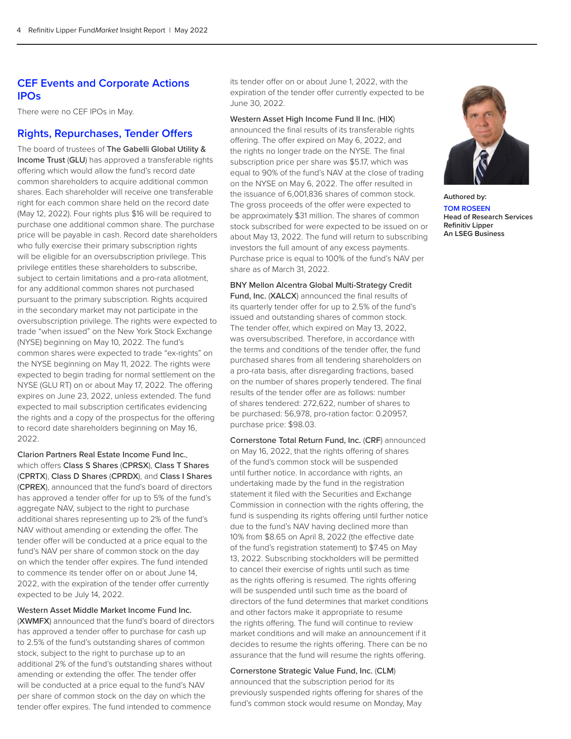## CEF Events and Corporate Actions IPOs

There were no CEF IPOs in May.

## Rights, Repurchases, Tender Offers

The board of trustees of The Gabelli Global Utility & Income Trust (GLU) has approved a transferable rights offering which would allow the fund's record date common shareholders to acquire additional common shares. Each shareholder will receive one transferable right for each common share held on the record date (May 12, 2022). Four rights plus $16 will be required to purchase one additional common share. The purchase price will be payable in cash. Record date shareholders who fully exercise their primary subscription rights will be eligible for an oversubscription privilege. This privilege entitles these shareholders to subscribe, subject to certain limitations and a pro-rata allotment, for any additional common shares not purchased pursuant to the primary subscription. Rights acquired in the secondary market may not participate in the oversubscription privilege. The rights were expected to trade "when issued" on the New York Stock Exchange (NYSE) beginning on May 10, 2022. The fund's common shares were expected to trade "ex-rights" on the NYSE beginning on May 11, 2022. The rights were expected to begin trading for normal settlement on the NYSE (GLU RT) on or about May 17, 2022. The offering expires on June 23, 2022, unless extended. The fund expected to mail subscription certificates evidencing the rights and a copy of the prospectus for the offering to record date shareholders beginning on May 16, 2022.

Clarion Partners Real Estate Income Fund Inc., which offers Class S Shares (CPRSX), Class T Shares (CPRTX), Class D Shares (CPRDX), and Class I Shares (CPREX), announced that the fund's board of directors has approved a tender offer for up to 5% of the fund's aggregate NAV, subject to the right to purchase additional shares representing up to 2% of the fund's NAV without amending or extending the offer. The tender offer will be conducted at a price equal to the fund's NAV per share of common stock on the day on which the tender offer expires. The fund intended to commence its tender offer on or about June 14, 2022, with the expiration of the tender offer currently expected to be July 14, 2022.

Western Asset Middle Market Income Fund Inc. (XWMFX) announced that the fund's board of directors has approved a tender offer to purchase for cash up to 2.5% of the fund's outstanding shares of common stock, subject to the right to purchase up to an additional 2% of the fund's outstanding shares without amending or extending the offer. The tender offer will be conducted at a price equal to the fund's NAV per share of common stock on the day on which the tender offer expires. The fund intended to commence its tender offer on or about June 1, 2022, with the expiration of the tender offer currently expected to be June 30, 2022.

Western Asset High Income Fund II Inc. (HIX) announced the final results of its transferable rights offering. The offer expired on May 6, 2022, and the rights no longer trade on the NYSE. The final subscription price per share was $5.17, which was equal to 90% of the fund's NAV at the close of trading on the NYSE on May 6, 2022. The offer resulted in the issuance of 6,001,836 shares of common stock. The gross proceeds of the offer were expected to be approximately $31 million. The shares of common stock subscribed for were expected to be issued on or about May 13, 2022. The fund will return to subscribing investors the full amount of any excess payments. Purchase price is equal to 100% of the fund's NAV per share as of March 31, 2022.

BNY Mellon Alcentra Global Multi-Strategy Credit Fund, Inc. (XALCX) announced the final results of its quarterly tender offer for up to 2.5% of the fund's issued and outstanding shares of common stock. The tender offer, which expired on May 13, 2022, was oversubscribed. Therefore, in accordance with the terms and conditions of the tender offer, the fund purchased shares from all tendering shareholders on a pro-rata basis, after disregarding fractions, based on the number of shares properly tendered. The final results of the tender offer are as follows: number of shares tendered: 272,622, number of shares to be purchased: 56,978, pro-ration factor: 0.20957, purchase price: $98.03.

Cornerstone Total Return Fund, Inc. (CRF) announced on May 16, 2022, that the rights offering of shares of the fund's common stock will be suspended until further notice. In accordance with rights, an undertaking made by the fund in the registration statement it filed with the Securities and Exchange Commission in connection with the rights offering, the fund is suspending its rights offering until further notice due to the fund's NAV having declined more than 10% from $8.65 on April 8, 2022 (the effective date of the fund's registration statement) to $7.45 on May 13, 2022. Subscribing stockholders will be permitted to cancel their exercise of rights until such as time as the rights offering is resumed. The rights offering will be suspended until such time as the board of directors of the fund determines that market conditions and other factors make it appropriate to resume the rights offering. The fund will continue to review market conditions and will make an announcement if it decides to resume the rights offering. There can be no assurance that the fund will resume the rights offering.

Cornerstone Strategic Value Fund, Inc. (CLM) announced that the subscription period for its previously suspended rights offering for shares of the fund's common stock would resume on Monday, May

Authored by:
**TOM ROSEEN**
**Head of Research Services**
**Refinitiv Lipper**
**An LSEG Business**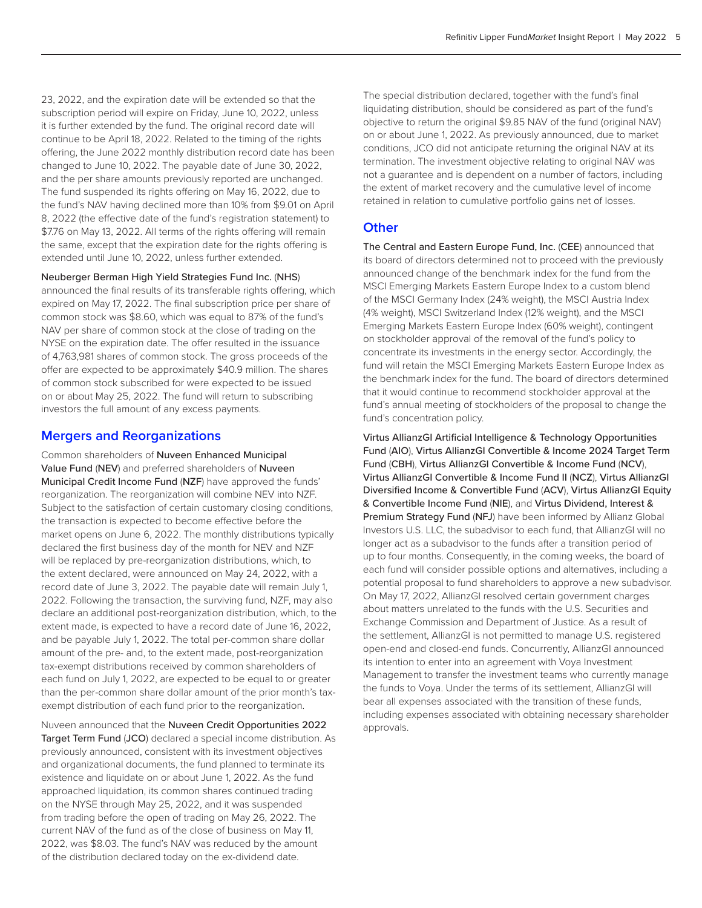23, 2022, and the expiration date will be extended so that the subscription period will expire on Friday, June 10, 2022, unless it is further extended by the fund. The original record date will continue to be April 18, 2022. Related to the timing of the rights offering, the June 2022 monthly distribution record date has been changed to June 10, 2022. The payable date of June 30, 2022, and the per share amounts previously reported are unchanged. The fund suspended its rights offering on May 16, 2022, due to the fund's NAV having declined more than 10% from $9.01 on April 8, 2022 (the effective date of the fund's registration statement) to $7.76 on May 13, 2022. All terms of the rights offering will remain the same, except that the expiration date for the rights offering is extended until June 10, 2022, unless further extended.

Neuberger Berman High Yield Strategies Fund Inc. (NHS) announced the final results of its transferable rights offering, which expired on May 17, 2022. The final subscription price per share of common stock was $8.60, which was equal to 87% of the fund's NAV per share of common stock at the close of trading on the NYSE on the expiration date. The offer resulted in the issuance of 4,763,981 shares of common stock. The gross proceeds of the offer are expected to be approximately $40.9 million. The shares of common stock subscribed for were expected to be issued on or about May 25, 2022. The fund will return to subscribing investors the full amount of any excess payments.

## Mergers and Reorganizations

Common shareholders of Nuveen Enhanced Municipal Value Fund (NEV) and preferred shareholders of Nuveen Municipal Credit Income Fund (NZF) have approved the funds' reorganization. The reorganization will combine NEV into NZF. Subject to the satisfaction of certain customary closing conditions, the transaction is expected to become effective before the market opens on June 6, 2022. The monthly distributions typically declared the first business day of the month for NEV and NZF will be replaced by pre-reorganization distributions, which, to the extent declared, were announced on May 24, 2022, with a record date of June 3, 2022. The payable date will remain July 1, 2022. Following the transaction, the surviving fund, NZF, may also declare an additional post-reorganization distribution, which, to the extent made, is expected to have a record date of June 16, 2022, and be payable July 1, 2022. The total per-common share dollar amount of the pre- and, to the extent made, post-reorganization tax-exempt distributions received by common shareholders of each fund on July 1, 2022, are expected to be equal to or greater than the per-common share dollar amount of the prior month's tax-exempt distribution of each fund prior to the reorganization.

Nuveen announced that the Nuveen Credit Opportunities 2022 Target Term Fund (JCO) declared a special income distribution. As previously announced, consistent with its investment objectives and organizational documents, the fund planned to terminate its existence and liquidate on or about June 1, 2022. As the fund approached liquidation, its common shares continued trading on the NYSE through May 25, 2022, and it was suspended from trading before the open of trading on May 26, 2022. The current NAV of the fund as of the close of business on May 11, 2022, was $8.03. The fund's NAV was reduced by the amount of the distribution declared today on the ex-dividend date.

The special distribution declared, together with the fund's final liquidating distribution, should be considered as part of the fund's objective to return the original $9.85 NAV of the fund (original NAV) on or about June 1, 2022. As previously announced, due to market conditions, JCO did not anticipate returning the original NAV at its termination. The investment objective relating to original NAV was not a guarantee and is dependent on a number of factors, including the extent of market recovery and the cumulative level of income retained in relation to cumulative portfolio gains net of losses.

## Other

The Central and Eastern Europe Fund, Inc. (CEE) announced that its board of directors determined not to proceed with the previously announced change of the benchmark index for the fund from the MSCI Emerging Markets Eastern Europe Index to a custom blend of the MSCI Germany Index (24% weight), the MSCI Austria Index (4% weight), MSCI Switzerland Index (12% weight), and the MSCI Emerging Markets Eastern Europe Index (60% weight), contingent on stockholder approval of the removal of the fund's policy to concentrate its investments in the energy sector. Accordingly, the fund will retain the MSCI Emerging Markets Eastern Europe Index as the benchmark index for the fund. The board of directors determined that it would continue to recommend stockholder approval at the fund's annual meeting of stockholders of the proposal to change the fund's concentration policy.

Virtus AllianzGI Artificial Intelligence & Technology Opportunities Fund (AIO), Virtus AllianzGI Convertible & Income 2024 Target Term Fund (CBH), Virtus AllianzGI Convertible & Income Fund (NCV), Virtus AllianzGI Convertible & Income Fund II (NCZ), Virtus AllianzGI Diversified Income & Convertible Fund (ACV), Virtus AllianzGI Equity & Convertible Income Fund (NIE), and Virtus Dividend, Interest & Premium Strategy Fund (NFJ) have been informed by Allianz Global Investors U.S. LLC, the subadvisor to each fund, that AllianzGI will no longer act as a subadvisor to the funds after a transition period of up to four months. Consequently, in the coming weeks, the board of each fund will consider possible options and alternatives, including a potential proposal to fund shareholders to approve a new subadvisor. On May 17, 2022, AllianzGI resolved certain government charges about matters unrelated to the funds with the U.S. Securities and Exchange Commission and Department of Justice. As a result of the settlement, AllianzGI is not permitted to manage U.S. registered open-end and closed-end funds. Concurrently, AllianzGI announced its intention to enter into an agreement with Voya Investment Management to transfer the investment teams who currently manage the funds to Voya. Under the terms of its settlement, AllianzGI will bear all expenses associated with the transition of these funds, including expenses associated with obtaining necessary shareholder approvals.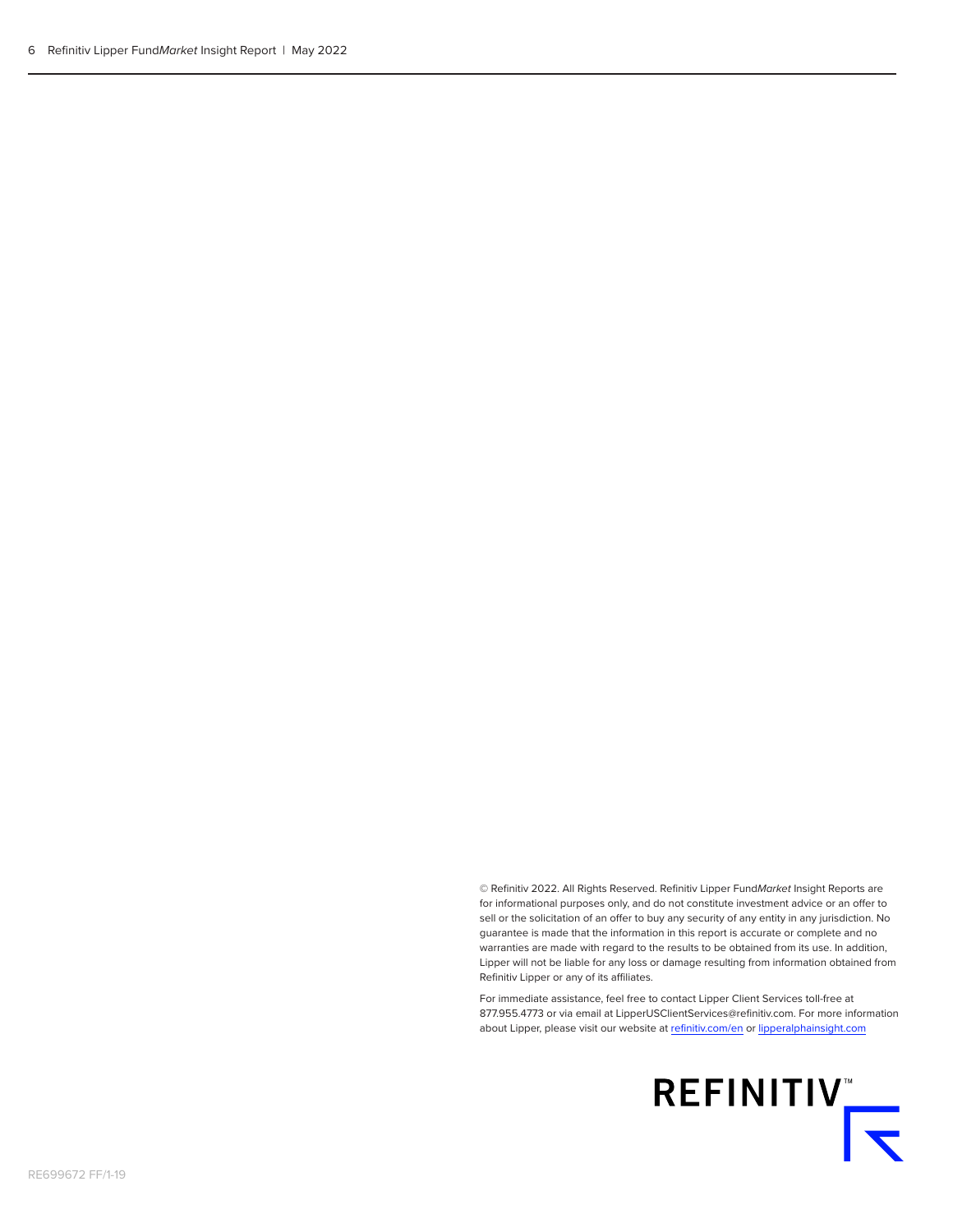© Refinitiv 2022. All Rights Reserved. Refinitiv Lipper Fund*Market* Insight Reports are for informational purposes only, and do not constitute investment advice or an offer to sell or the solicitation of an offer to buy any security of any entity in any jurisdiction. No guarantee is made that the information in this report is accurate or complete and no warranties are made with regard to the results to be obtained from its use. In addition, Lipper will not be liable for any loss or damage resulting from information obtained from Refinitiv Lipper or any of its affiliates.

For immediate assistance, feel free to contact Lipper Client Services toll-free at 877.955.4773 or via email at LipperUSClientServices@refinitiv.com. For more information about Lipper, please visit our website at [refinitiv.com/en](refinitiv.com/en) or [lipperalphainsight.com](lipperalphainsight.com)

REFINITIV™

RE699672 FF/1-19